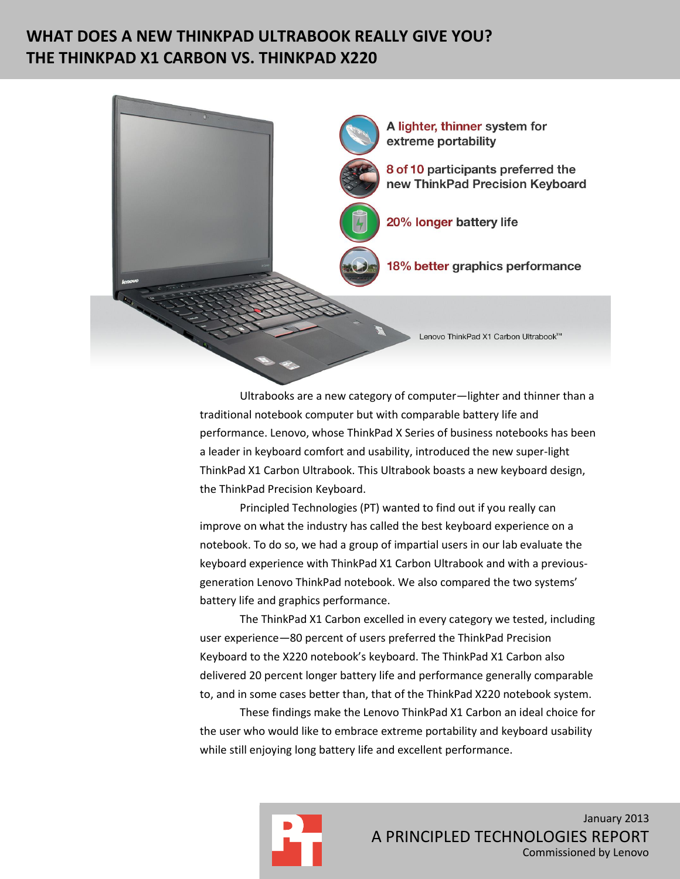# WHAT DOES A NEW THINKPAD ULTRABOOK REALLY GIVE YOU? THE THINKPAD X1 CARBON VS. THINKPAD X220

A lighter, thinner system for extreme portability

8 of 10 participants preferred the new ThinkPad Precision Keyboard

20% longer battery life

18% better graphics performance

Lenovo ThinkPad X1 Carbon Ultrabook™

Ultrabooks are a new category of computer—lighter and thinner than a traditional notebook computer but with comparable battery life and performance. Lenovo, whose ThinkPad X Series of business notebooks has been a leader in keyboard comfort and usability, introduced the new super-light ThinkPad X1 Carbon Ultrabook. This Ultrabook boasts a new keyboard design, the ThinkPad Precision Keyboard.

Principled Technologies (PT) wanted to find out if you really can improve on what the industry has called the best keyboard experience on a notebook. To do so, we had a group of impartial users in our lab evaluate the keyboard experience with ThinkPad X1 Carbon Ultrabook and with a previous-generation Lenovo ThinkPad notebook. We also compared the two systems' battery life and graphics performance.

The ThinkPad X1 Carbon excelled in every category we tested, including user experience—80 percent of users preferred the ThinkPad Precision Keyboard to the X220 notebook's keyboard. The ThinkPad X1 Carbon also delivered 20 percent longer battery life and performance generally comparable to, and in some cases better than, that of the ThinkPad X220 notebook system.

These findings make the Lenovo ThinkPad X1 Carbon an ideal choice for the user who would like to embrace extreme portability and keyboard usability while still enjoying long battery life and excellent performance.

January 2013

A PRINCIPLED TECHNOLOGIES REPORT

Commissioned by Lenovo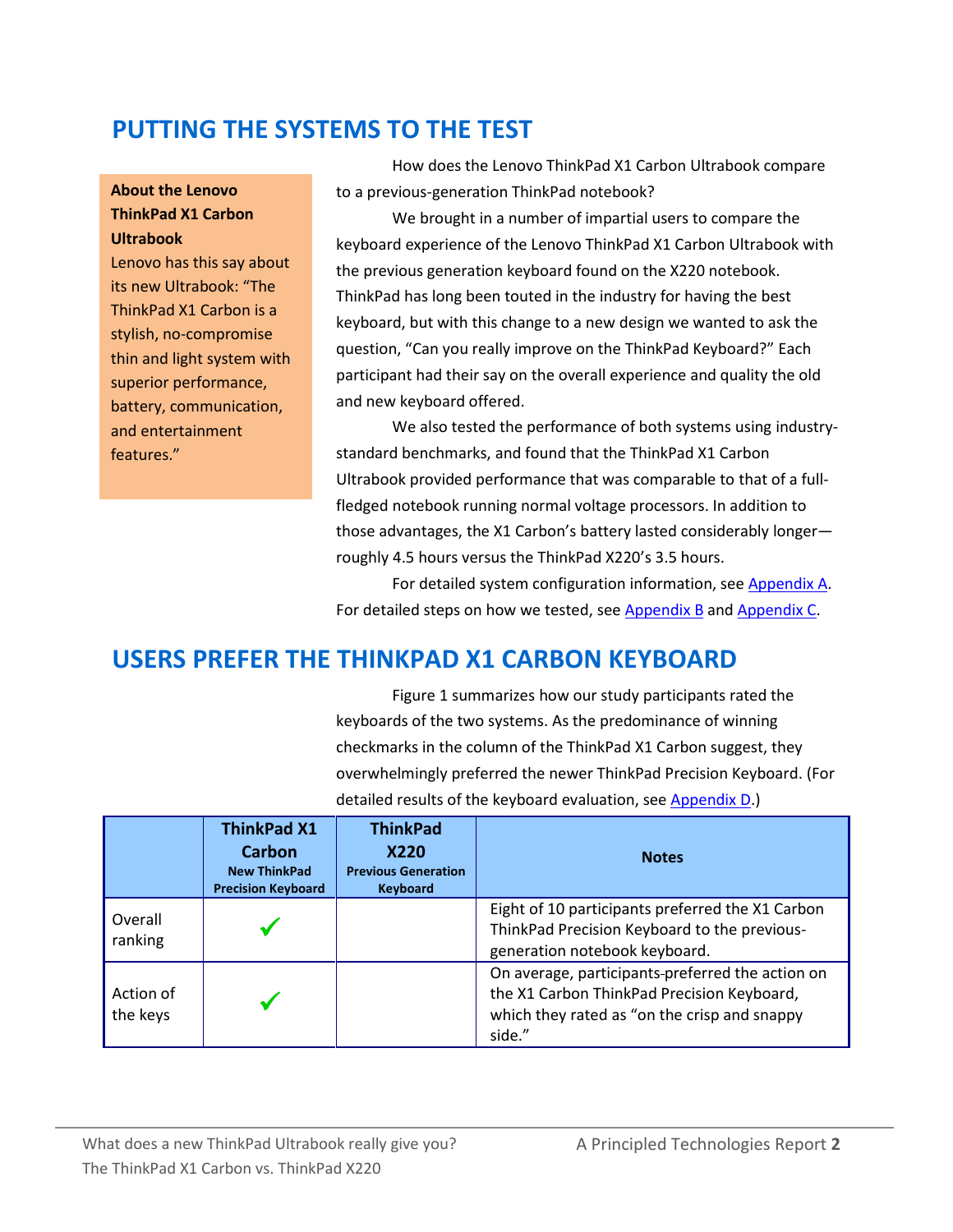## PUTTING THE SYSTEMS TO THE TEST

**About the Lenovo ThinkPad X1 Carbon Ultrabook**
Lenovo has this say about its new Ultrabook: "The ThinkPad X1 Carbon is a stylish, no-compromise thin and light system with superior performance, battery, communication, and entertainment features."

How does the Lenovo ThinkPad X1 Carbon Ultrabook compare to a previous-generation ThinkPad notebook?

We brought in a number of impartial users to compare the keyboard experience of the Lenovo ThinkPad X1 Carbon Ultrabook with the previous generation keyboard found on the X220 notebook. ThinkPad has long been touted in the industry for having the best keyboard, but with this change to a new design we wanted to ask the question, "Can you really improve on the ThinkPad Keyboard?" Each participant had their say on the overall experience and quality the old and new keyboard offered.

We also tested the performance of both systems using industry-standard benchmarks, and found that the ThinkPad X1 Carbon Ultrabook provided performance that was comparable to that of a full-fledged notebook running normal voltage processors. In addition to those advantages, the X1 Carbon's battery lasted considerably longer—roughly 4.5 hours versus the ThinkPad X220's 3.5 hours.

For detailed system configuration information, see Appendix A. For detailed steps on how we tested, see Appendix B and Appendix C.

## USERS PREFER THE THINKPAD X1 CARBON KEYBOARD

Figure 1 summarizes how our study participants rated the keyboards of the two systems. As the predominance of winning checkmarks in the column of the ThinkPad X1 Carbon suggest, they overwhelmingly preferred the newer ThinkPad Precision Keyboard. (For detailed results of the keyboard evaluation, see Appendix D.)

| | ThinkPad X1 Carbon New ThinkPad Precision Keyboard | ThinkPad X220 Previous Generation Keyboard | Notes |
|---|---|---|---|
| Overall ranking | ✓ | | Eight of 10 participants preferred the X1 Carbon ThinkPad Precision Keyboard to the previous-generation notebook keyboard. |
| Action of the keys | ✓ | | On average, participants preferred the action on the X1 Carbon ThinkPad Precision Keyboard, which they rated as "on the crisp and snappy side." |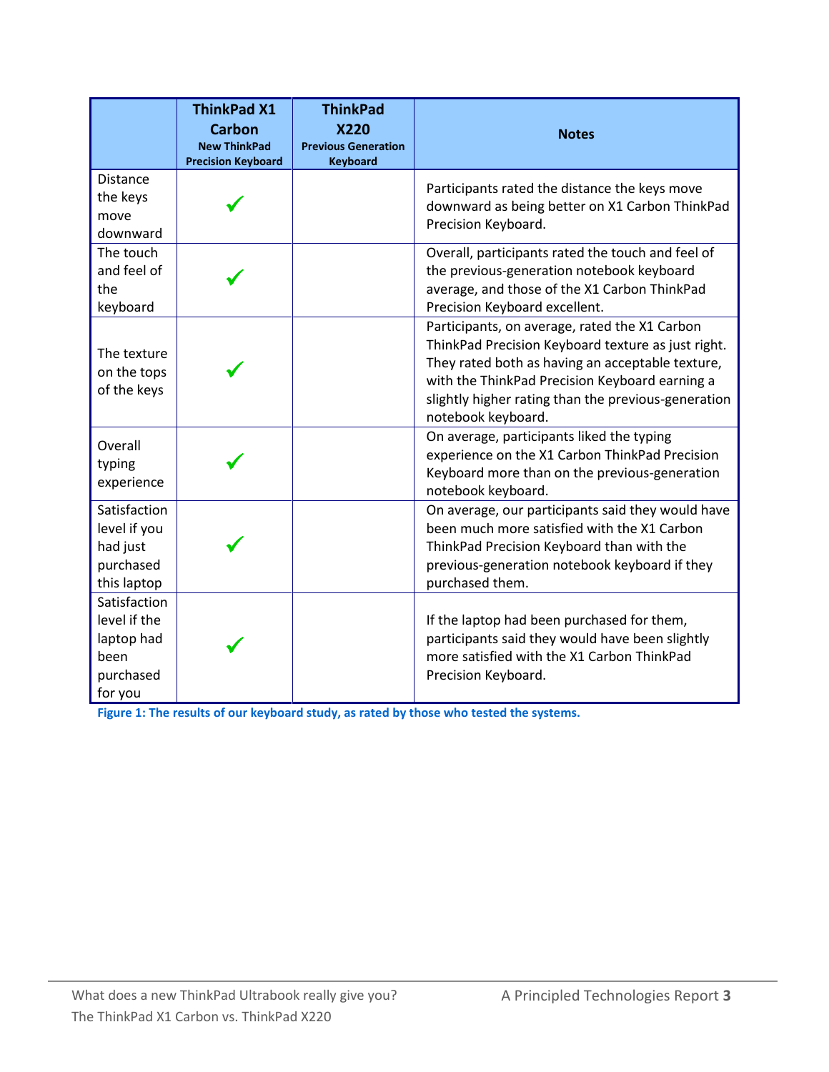| | ThinkPad X1 Carbon New ThinkPad Precision Keyboard | ThinkPad X220 Previous Generation Keyboard | Notes |
|---|---|---|---|
| Distance the keys move downward | ✔ | | Participants rated the distance the keys move downward as being better on X1 Carbon ThinkPad Precision Keyboard. |
| The touch and feel of the keyboard | ✔ | | Overall, participants rated the touch and feel of the previous-generation notebook keyboard average, and those of the X1 Carbon ThinkPad Precision Keyboard excellent. |
| The texture on the tops of the keys | ✔ | | Participants, on average, rated the X1 Carbon ThinkPad Precision Keyboard texture as just right. They rated both as having an acceptable texture, with the ThinkPad Precision Keyboard earning a slightly higher rating than the previous-generation notebook keyboard. |
| Overall typing experience | ✔ | | On average, participants liked the typing experience on the X1 Carbon ThinkPad Precision Keyboard more than on the previous-generation notebook keyboard. |
| Satisfaction level if you had just purchased this laptop | ✔ | | On average, our participants said they would have been much more satisfied with the X1 Carbon ThinkPad Precision Keyboard than with the previous-generation notebook keyboard if they purchased them. |
| Satisfaction level if the laptop had been purchased for you | ✔ | | If the laptop had been purchased for them, participants said they would have been slightly more satisfied with the X1 Carbon ThinkPad Precision Keyboard. |

**Figure 1: The results of our keyboard study, as rated by those who tested the systems.**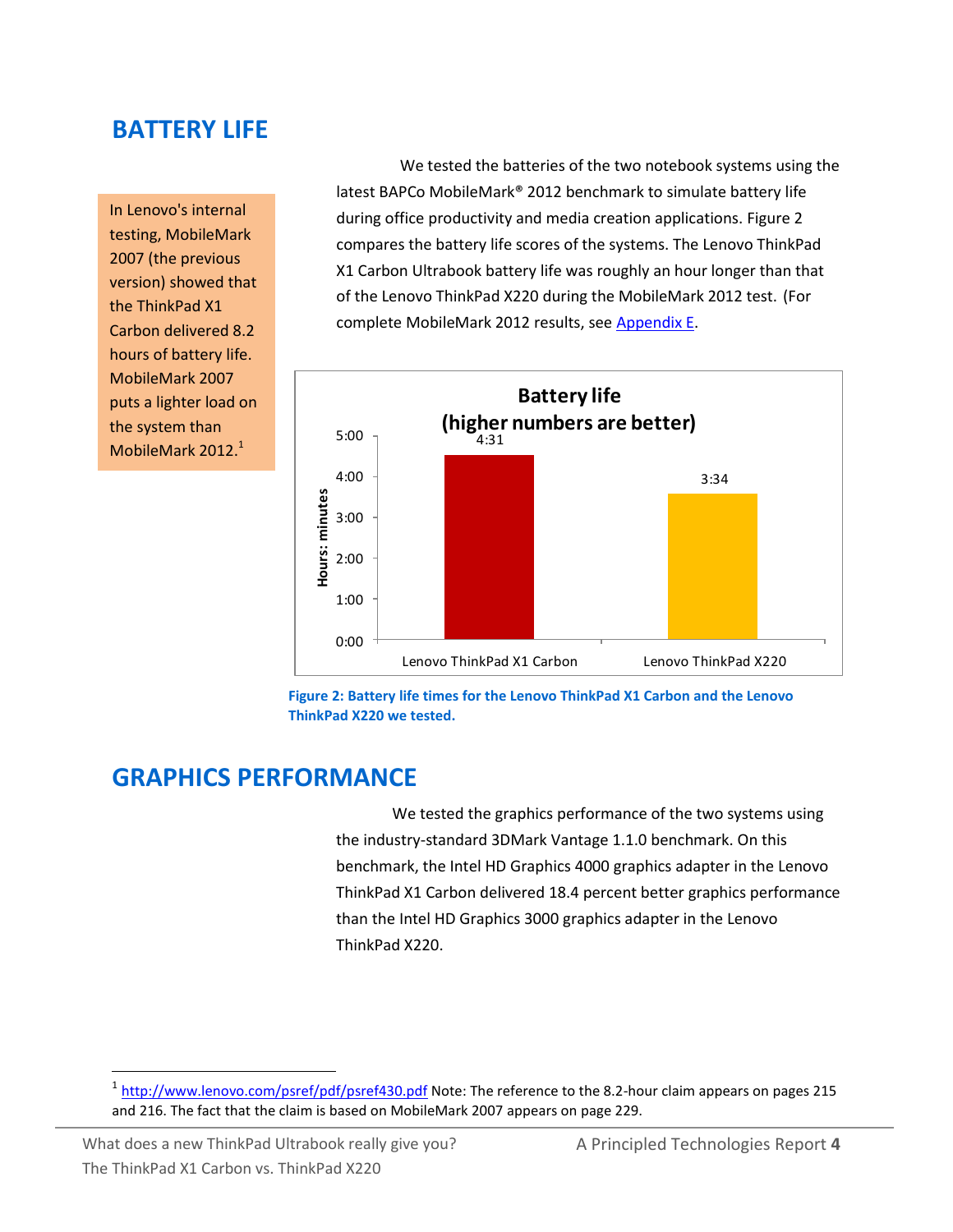## BATTERY LIFE

In Lenovo's internal testing, MobileMark 2007 (the previous version) showed that the ThinkPad X1 Carbon delivered 8.2 hours of battery life. MobileMark 2007 puts a lighter load on the system than MobileMark 2012.[1]

We tested the batteries of the two notebook systems using the latest BAPCo MobileMark® 2012 benchmark to simulate battery life during office productivity and media creation applications. Figure 2 compares the battery life scores of the systems. The Lenovo ThinkPad X1 Carbon Ultrabook battery life was roughly an hour longer than that of the Lenovo ThinkPad X220 during the MobileMark 2012 test. (For complete MobileMark 2012 results, see Appendix E.

Battery life
(higher numbers are better)

Hours: minutes

5:00
4:00
3:00
2:00
1:00
0:00

4:31
3:34

Lenovo ThinkPad X1 Carbon
Lenovo ThinkPad X220

**Figure 2: Battery life times for the Lenovo ThinkPad X1 Carbon and the Lenovo ThinkPad X220 we tested.**

## GRAPHICS PERFORMANCE

We tested the graphics performance of the two systems using the industry-standard 3DMark Vantage 1.1.0 benchmark. On this benchmark, the Intel HD Graphics 4000 graphics adapter in the Lenovo ThinkPad X1 Carbon delivered 18.4 percent better graphics performance than the Intel HD Graphics 3000 graphics adapter in the Lenovo ThinkPad X220.

---

[1] http://www.lenovo.com/psref/pdf/psref430.pdf Note: The reference to the 8.2-hour claim appears on pages 215 and 216. The fact that the claim is based on MobileMark 2007 appears on page 229.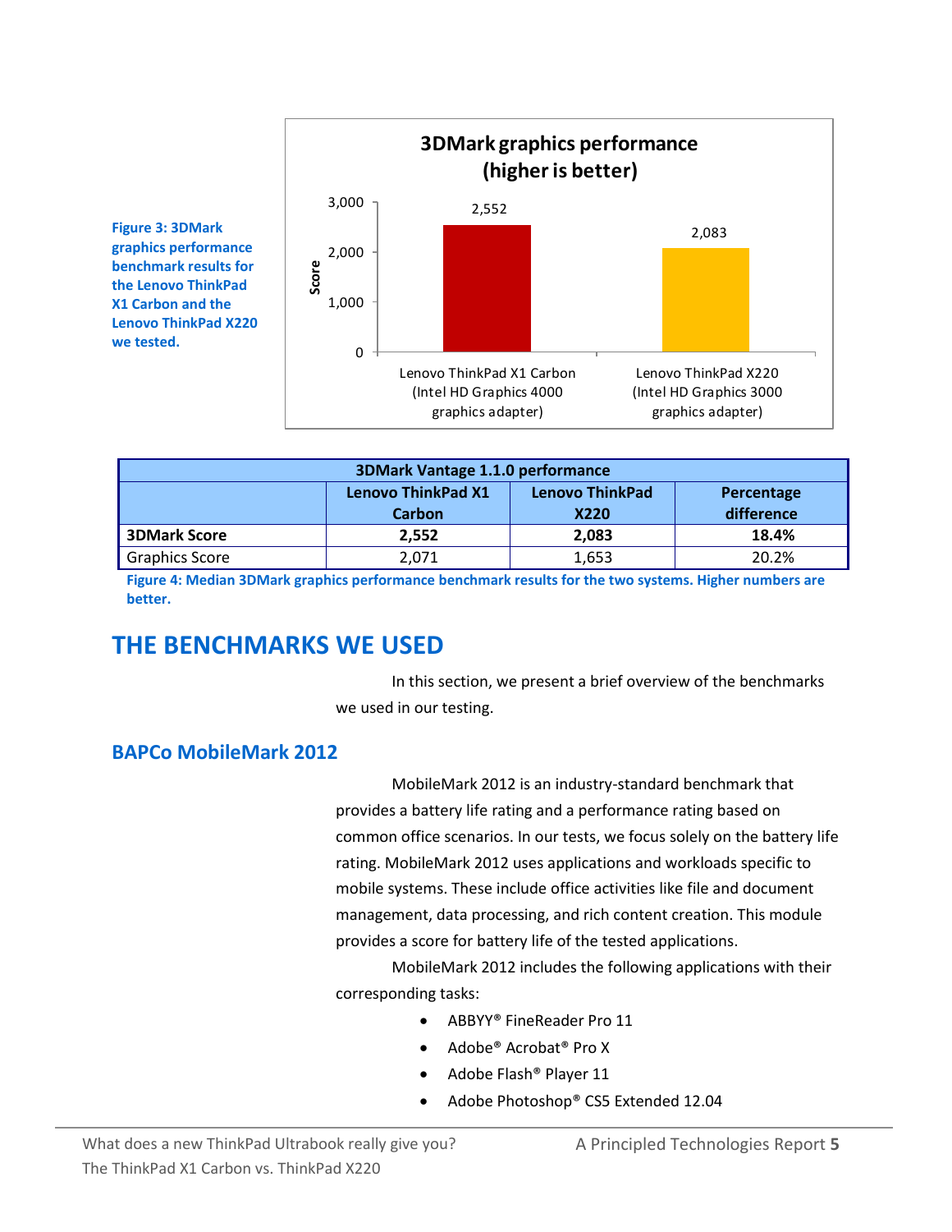Figure 3: 3DMark graphics performance benchmark results for the Lenovo ThinkPad X1 Carbon and the Lenovo ThinkPad X220 we tested.

3DMark graphics performance
(higher is better)

Score

3,000
2,000
1,000
0

2,552
2,083

Lenovo ThinkPad X1 Carbon (Intel HD Graphics 4000 graphics adapter)
Lenovo ThinkPad X220 (Intel HD Graphics 3000 graphics adapter)

| 3DMark Vantage 1.1.0 performance | | | |
|---|---|---|---|
| | Lenovo ThinkPad X1 Carbon | Lenovo ThinkPad X220 | Percentage difference |
| **3DMark Score** | **2,552** | **2,083** | **18.4%** |
| Graphics Score | 2,071 | 1,653 | 20.2% |

Figure 4: Median 3DMark graphics performance benchmark results for the two systems. Higher numbers are better.

# THE BENCHMARKS WE USED

In this section, we present a brief overview of the benchmarks we used in our testing.

## BAPCo MobileMark 2012

MobileMark 2012 is an industry-standard benchmark that provides a battery life rating and a performance rating based on common office scenarios. In our tests, we focus solely on the battery life rating. MobileMark 2012 uses applications and workloads specific to mobile systems. These include office activities like file and document management, data processing, and rich content creation. This module provides a score for battery life of the tested applications.

MobileMark 2012 includes the following applications with their corresponding tasks:

- ABBYY® FineReader Pro 11
- Adobe® Acrobat® Pro X
- Adobe Flash® Player 11
- Adobe Photoshop® CS5 Extended 12.04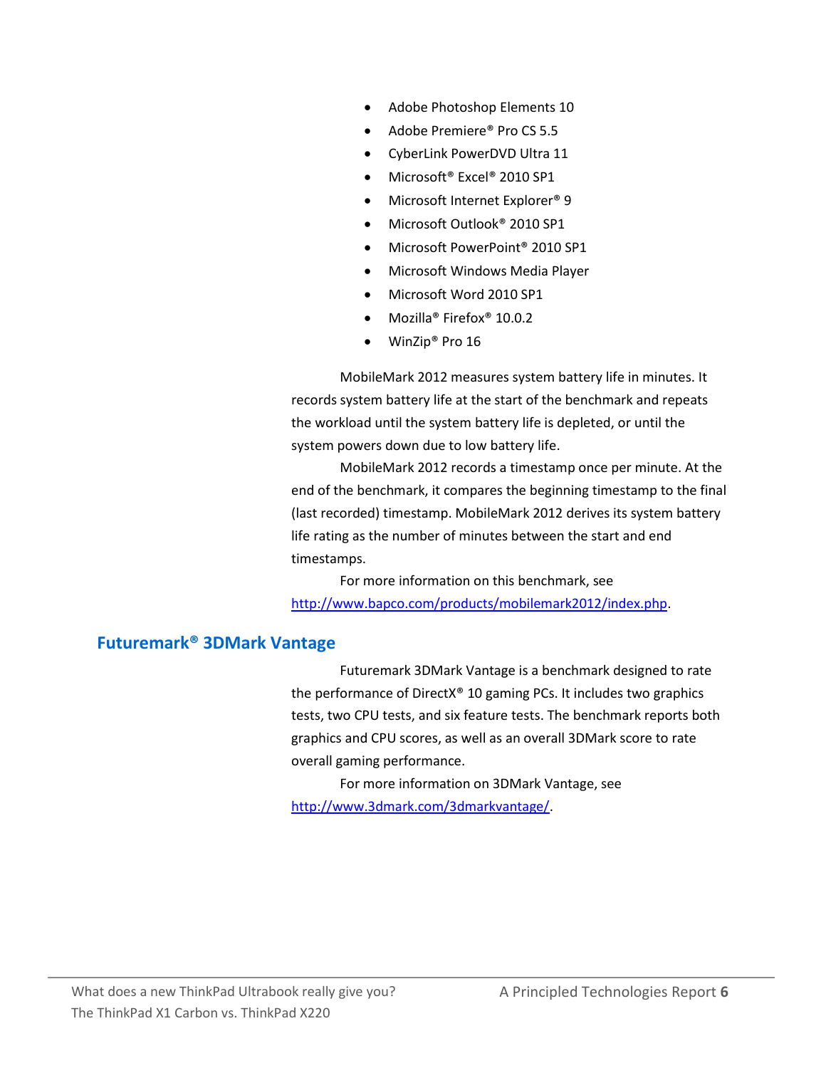- Adobe Photoshop Elements 10
- Adobe Premiere® Pro CS 5.5
- CyberLink PowerDVD Ultra 11
- Microsoft® Excel® 2010 SP1
- Microsoft Internet Explorer® 9
- Microsoft Outlook® 2010 SP1
- Microsoft PowerPoint® 2010 SP1
- Microsoft Windows Media Player
- Microsoft Word 2010 SP1
- Mozilla® Firefox® 10.0.2
- WinZip® Pro 16

MobileMark 2012 measures system battery life in minutes. It records system battery life at the start of the benchmark and repeats the workload until the system battery life is depleted, or until the system powers down due to low battery life.

MobileMark 2012 records a timestamp once per minute. At the end of the benchmark, it compares the beginning timestamp to the final (last recorded) timestamp. MobileMark 2012 derives its system battery life rating as the number of minutes between the start and end timestamps.

For more information on this benchmark, see http://www.bapco.com/products/mobilemark2012/index.php.

## Futuremark® 3DMark Vantage

Futuremark 3DMark Vantage is a benchmark designed to rate the performance of DirectX® 10 gaming PCs. It includes two graphics tests, two CPU tests, and six feature tests. The benchmark reports both graphics and CPU scores, as well as an overall 3DMark score to rate overall gaming performance.

For more information on 3DMark Vantage, see http://www.3dmark.com/3dmarkvantage/.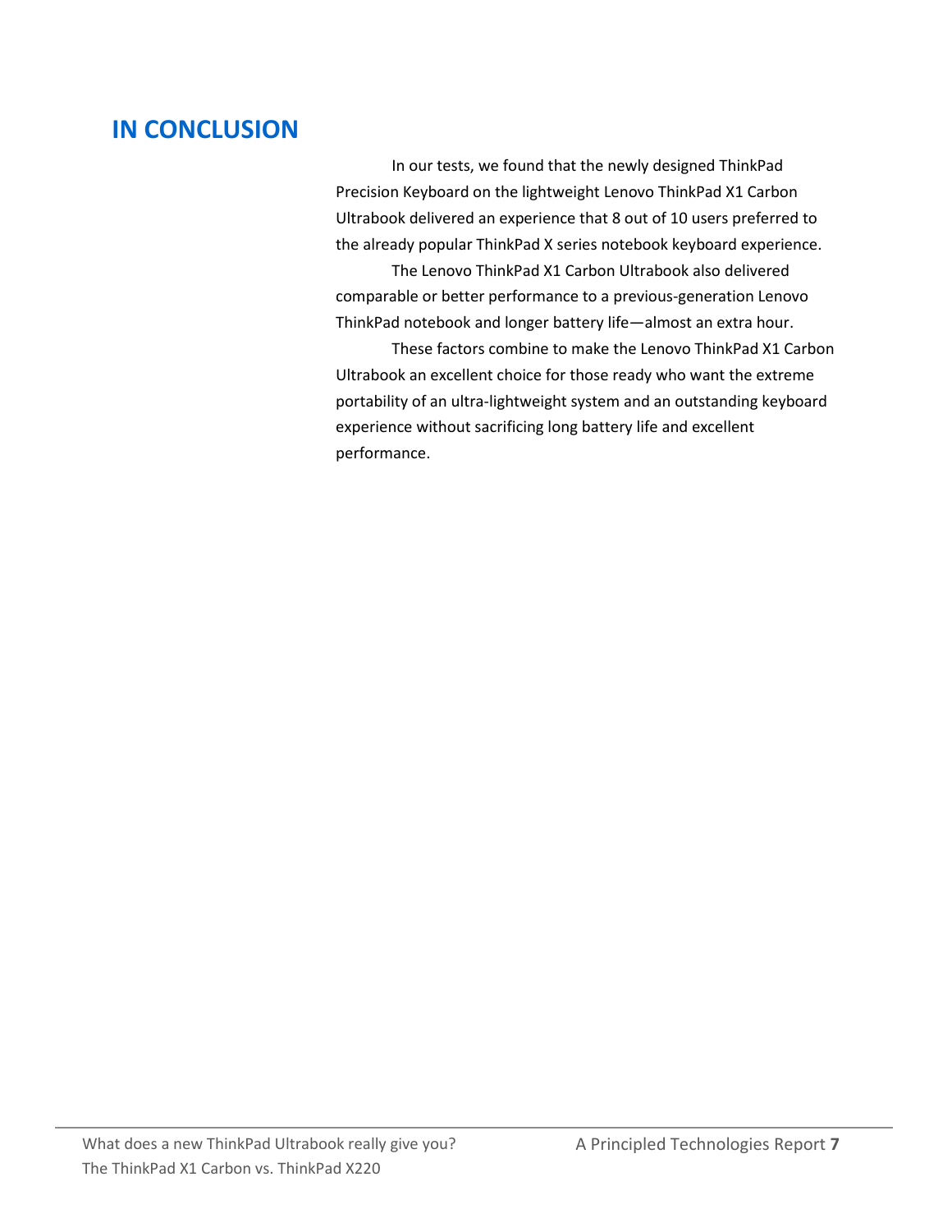## IN CONCLUSION

In our tests, we found that the newly designed ThinkPad Precision Keyboard on the lightweight Lenovo ThinkPad X1 Carbon Ultrabook delivered an experience that 8 out of 10 users preferred to the already popular ThinkPad X series notebook keyboard experience.

The Lenovo ThinkPad X1 Carbon Ultrabook also delivered comparable or better performance to a previous-generation Lenovo ThinkPad notebook and longer battery life—almost an extra hour.

These factors combine to make the Lenovo ThinkPad X1 Carbon Ultrabook an excellent choice for those ready who want the extreme portability of an ultra-lightweight system and an outstanding keyboard experience without sacrificing long battery life and excellent performance.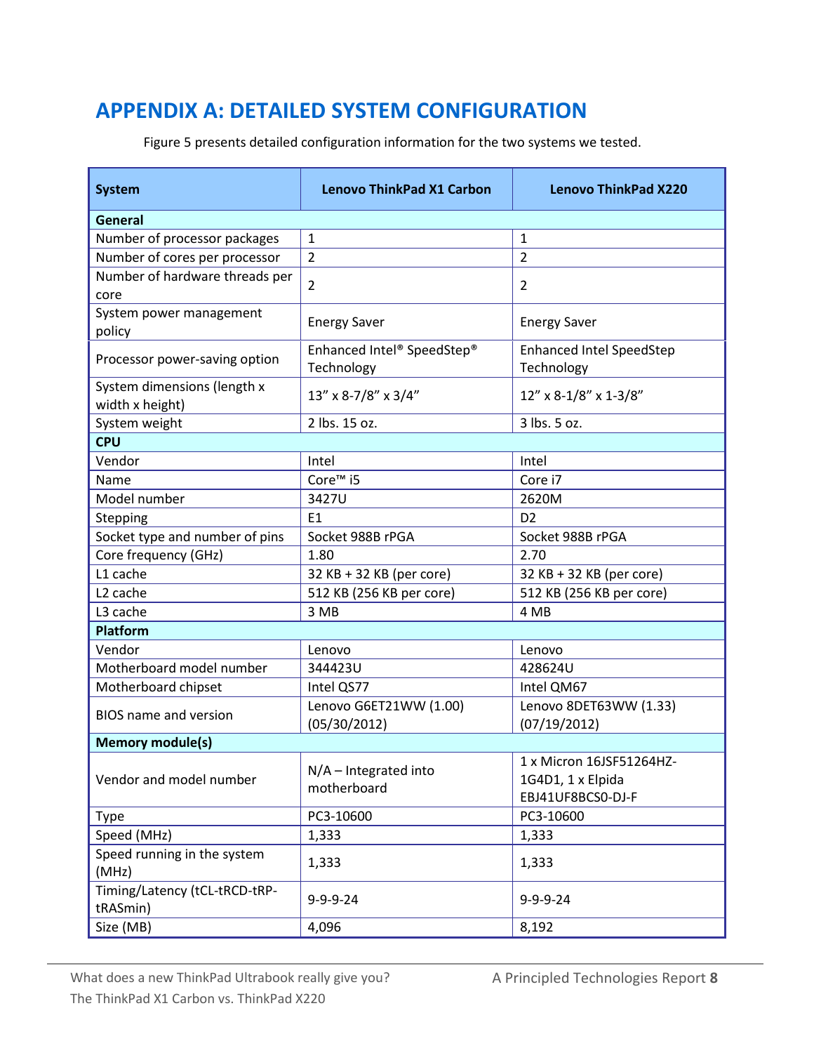# APPENDIX A: DETAILED SYSTEM CONFIGURATION

Figure 5 presents detailed configuration information for the two systems we tested.

| System | Lenovo ThinkPad X1 Carbon | Lenovo ThinkPad X220 |
|---|---|---|
| **General** | | |
| Number of processor packages | 1 | 1 |
| Number of cores per processor | 2 | 2 |
| Number of hardware threads per core | 2 | 2 |
| System power management policy | Energy Saver | Energy Saver |
| Processor power-saving option | Enhanced Intel® SpeedStep® Technology | Enhanced Intel SpeedStep Technology |
| System dimensions (length x width x height) | 13" x 8-7/8" x 3/4" | 12" x 8-1/8" x 1-3/8" |
| System weight | 2 lbs. 15 oz. | 3 lbs. 5 oz. |
| **CPU** | | |
| Vendor | Intel | Intel |
| Name | Core™ i5 | Core i7 |
| Model number | 3427U | 2620M |
| Stepping | E1 | D2 |
| Socket type and number of pins | Socket 988B rPGA | Socket 988B rPGA |
| Core frequency (GHz) | 1.80 | 2.70 |
| L1 cache | 32 KB + 32 KB (per core) | 32 KB + 32 KB (per core) |
| L2 cache | 512 KB (256 KB per core) | 512 KB (256 KB per core) |
| L3 cache | 3 MB | 4 MB |
| **Platform** | | |
| Vendor | Lenovo | Lenovo |
| Motherboard model number | 344423U | 428624U |
| Motherboard chipset | Intel QS77 | Intel QM67 |
| BIOS name and version | Lenovo G6ET21WW (1.00) (05/30/2012) | Lenovo 8DET63WW (1.33) (07/19/2012) |
| **Memory module(s)** | | |
| Vendor and model number | N/A – Integrated into motherboard | 1 x Micron 16JSF51264HZ-1G4D1, 1 x Elpida EBJ41UF8BCS0-DJ-F |
| Type | PC3-10600 | PC3-10600 |
| Speed (MHz) | 1,333 | 1,333 |
| Speed running in the system (MHz) | 1,333 | 1,333 |
| Timing/Latency (tCL-tRCD-tRP-tRASmin) | 9-9-9-24 | 9-9-9-24 |
| Size (MB) | 4,096 | 8,192 |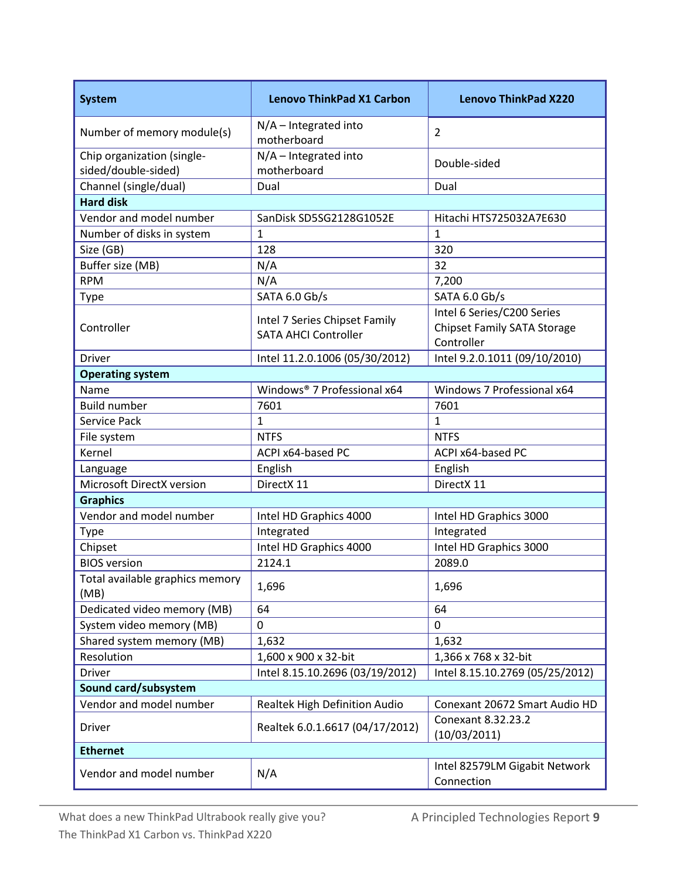| System | Lenovo ThinkPad X1 Carbon | Lenovo ThinkPad X220 |
|---|---|---|
| Number of memory module(s) | N/A – Integrated into motherboard | 2 |
| Chip organization (single-sided/double-sided) | N/A – Integrated into motherboard | Double-sided |
| Channel (single/dual) | Dual | Dual |
| **Hard disk** | | |
| Vendor and model number | SanDisk SD5SG2128G1052E | Hitachi HTS725032A7E630 |
| Number of disks in system | 1 | 1 |
| Size (GB) | 128 | 320 |
| Buffer size (MB) | N/A | 32 |
| RPM | N/A | 7,200 |
| Type | SATA 6.0 Gb/s | SATA 6.0 Gb/s |
| Controller | Intel 7 Series Chipset Family SATA AHCI Controller | Intel 6 Series/C200 Series Chipset Family SATA Storage Controller |
| Driver | Intel 11.2.0.1006 (05/30/2012) | Intel 9.2.0.1011 (09/10/2010) |
| **Operating system** | | |
| Name | Windows® 7 Professional x64 | Windows 7 Professional x64 |
| Build number | 7601 | 7601 |
| Service Pack | 1 | 1 |
| File system | NTFS | NTFS |
| Kernel | ACPI x64-based PC | ACPI x64-based PC |
| Language | English | English |
| Microsoft DirectX version | DirectX 11 | DirectX 11 |
| **Graphics** | | |
| Vendor and model number | Intel HD Graphics 4000 | Intel HD Graphics 3000 |
| Type | Integrated | Integrated |
| Chipset | Intel HD Graphics 4000 | Intel HD Graphics 3000 |
| BIOS version | 2124.1 | 2089.0 |
| Total available graphics memory (MB) | 1,696 | 1,696 |
| Dedicated video memory (MB) | 64 | 64 |
| System video memory (MB) | 0 | 0 |
| Shared system memory (MB) | 1,632 | 1,632 |
| Resolution | 1,600 x 900 x 32-bit | 1,366 x 768 x 32-bit |
| Driver | Intel 8.15.10.2696 (03/19/2012) | Intel 8.15.10.2769 (05/25/2012) |
| **Sound card/subsystem** | | |
| Vendor and model number | Realtek High Definition Audio | Conexant 20672 Smart Audio HD |
| Driver | Realtek 6.0.1.6617 (04/17/2012) | Conexant 8.32.23.2 (10/03/2011) |
| **Ethernet** | | |
| Vendor and model number | N/A | Intel 82579LM Gigabit Network Connection |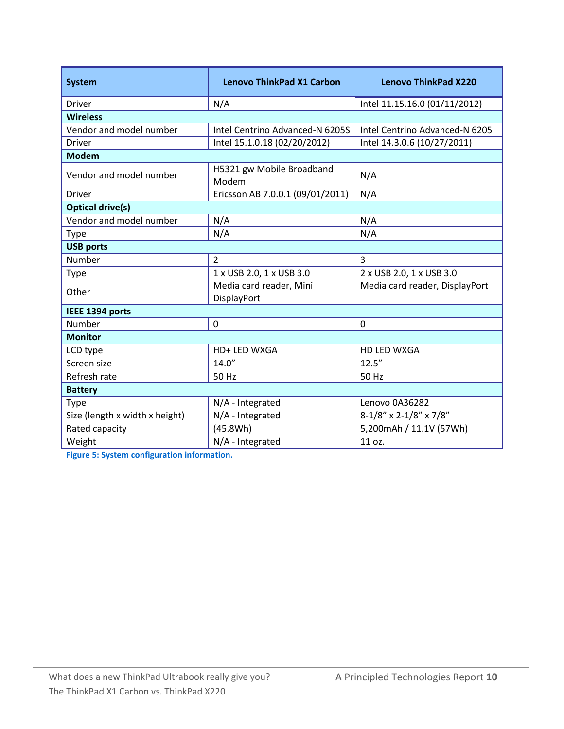| System | Lenovo ThinkPad X1 Carbon | Lenovo ThinkPad X220 |
|---|---|---|
| Driver | N/A | Intel 11.15.16.0 (01/11/2012) |
| **Wireless** | | |
| Vendor and model number | Intel Centrino Advanced-N 6205S | Intel Centrino Advanced-N 6205 |
| Driver | Intel 15.1.0.18 (02/20/2012) | Intel 14.3.0.6 (10/27/2011) |
| **Modem** | | |
| Vendor and model number | H5321 gw Mobile Broadband Modem | N/A |
| Driver | Ericsson AB 7.0.0.1 (09/01/2011) | N/A |
| **Optical drive(s)** | | |
| Vendor and model number | N/A | N/A |
| Type | N/A | N/A |
| **USB ports** | | |
| Number | 2 | 3 |
| Type | 1 x USB 2.0, 1 x USB 3.0 | 2 x USB 2.0, 1 x USB 3.0 |
| Other | Media card reader, Mini DisplayPort | Media card reader, DisplayPort |
| **IEEE 1394 ports** | | |
| Number | 0 | 0 |
| **Monitor** | | |
| LCD type | HD+ LED WXGA | HD LED WXGA |
| Screen size | 14.0” | 12.5” |
| Refresh rate | 50 Hz | 50 Hz |
| **Battery** | | |
| Type | N/A - Integrated | Lenovo 0A36282 |
| Size (length x width x height) | N/A - Integrated | 8-1/8” x 2-1/8” x 7/8” |
| Rated capacity | (45.8Wh) | 5,200mAh / 11.1V (57Wh) |
| Weight | N/A - Integrated | 11 oz. |

**Figure 5: System configuration information.**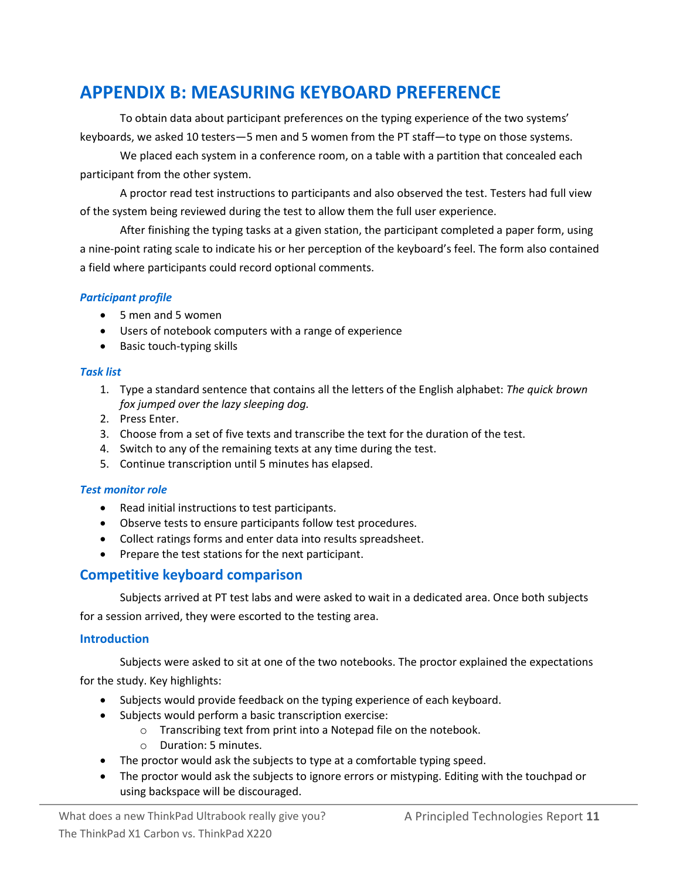# APPENDIX B: MEASURING KEYBOARD PREFERENCE

To obtain data about participant preferences on the typing experience of the two systems' keyboards, we asked 10 testers—5 men and 5 women from the PT staff—to type on those systems.

We placed each system in a conference room, on a table with a partition that concealed each participant from the other system.

A proctor read test instructions to participants and also observed the test. Testers had full view of the system being reviewed during the test to allow them the full user experience.

After finishing the typing tasks at a given station, the participant completed a paper form, using a nine-point rating scale to indicate his or her perception of the keyboard's feel. The form also contained a field where participants could record optional comments.

### *Participant profile*

- 5 men and 5 women
- Users of notebook computers with a range of experience
- Basic touch-typing skills

### *Task list*

1. Type a standard sentence that contains all the letters of the English alphabet: *The quick brown fox jumped over the lazy sleeping dog.*
2. Press Enter.
3. Choose from a set of five texts and transcribe the text for the duration of the test.
4. Switch to any of the remaining texts at any time during the test.
5. Continue transcription until 5 minutes has elapsed.

### *Test monitor role*

- Read initial instructions to test participants.
- Observe tests to ensure participants follow test procedures.
- Collect ratings forms and enter data into results spreadsheet.
- Prepare the test stations for the next participant.

## Competitive keyboard comparison

Subjects arrived at PT test labs and were asked to wait in a dedicated area. Once both subjects for a session arrived, they were escorted to the testing area.

### Introduction

Subjects were asked to sit at one of the two notebooks. The proctor explained the expectations for the study. Key highlights:

- Subjects would provide feedback on the typing experience of each keyboard.
- Subjects would perform a basic transcription exercise:
  - Transcribing text from print into a Notepad file on the notebook.
  - Duration: 5 minutes.
- The proctor would ask the subjects to type at a comfortable typing speed.
- The proctor would ask the subjects to ignore errors or mistyping. Editing with the touchpad or using backspace will be discouraged.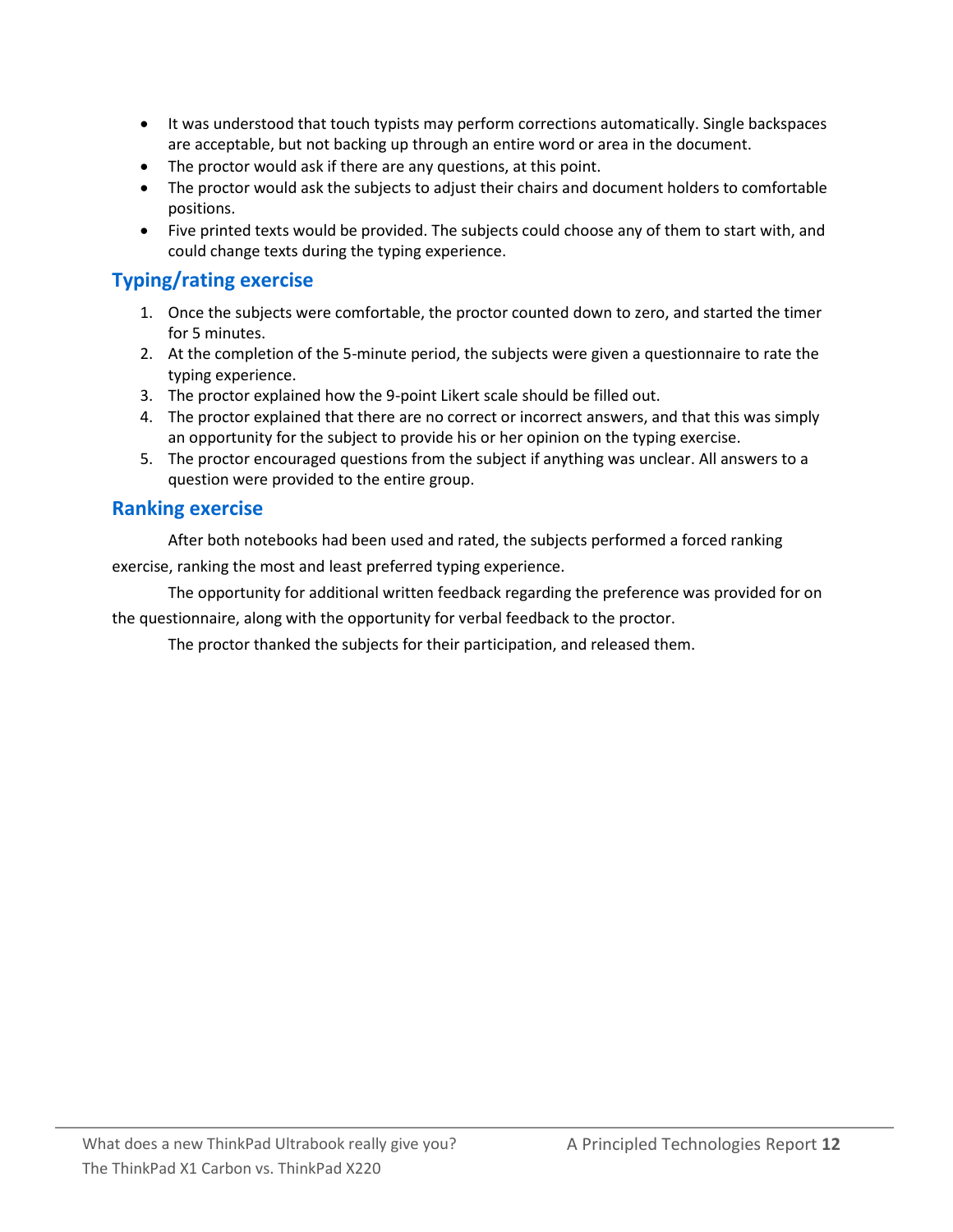- It was understood that touch typists may perform corrections automatically. Single backspaces are acceptable, but not backing up through an entire word or area in the document.
- The proctor would ask if there are any questions, at this point.
- The proctor would ask the subjects to adjust their chairs and document holders to comfortable positions.
- Five printed texts would be provided. The subjects could choose any of them to start with, and could change texts during the typing experience.

## Typing/rating exercise

1. Once the subjects were comfortable, the proctor counted down to zero, and started the timer for 5 minutes.
2. At the completion of the 5-minute period, the subjects were given a questionnaire to rate the typing experience.
3. The proctor explained how the 9-point Likert scale should be filled out.
4. The proctor explained that there are no correct or incorrect answers, and that this was simply an opportunity for the subject to provide his or her opinion on the typing exercise.
5. The proctor encouraged questions from the subject if anything was unclear. All answers to a question were provided to the entire group.

## Ranking exercise

After both notebooks had been used and rated, the subjects performed a forced ranking exercise, ranking the most and least preferred typing experience.

The opportunity for additional written feedback regarding the preference was provided for on the questionnaire, along with the opportunity for verbal feedback to the proctor.

The proctor thanked the subjects for their participation, and released them.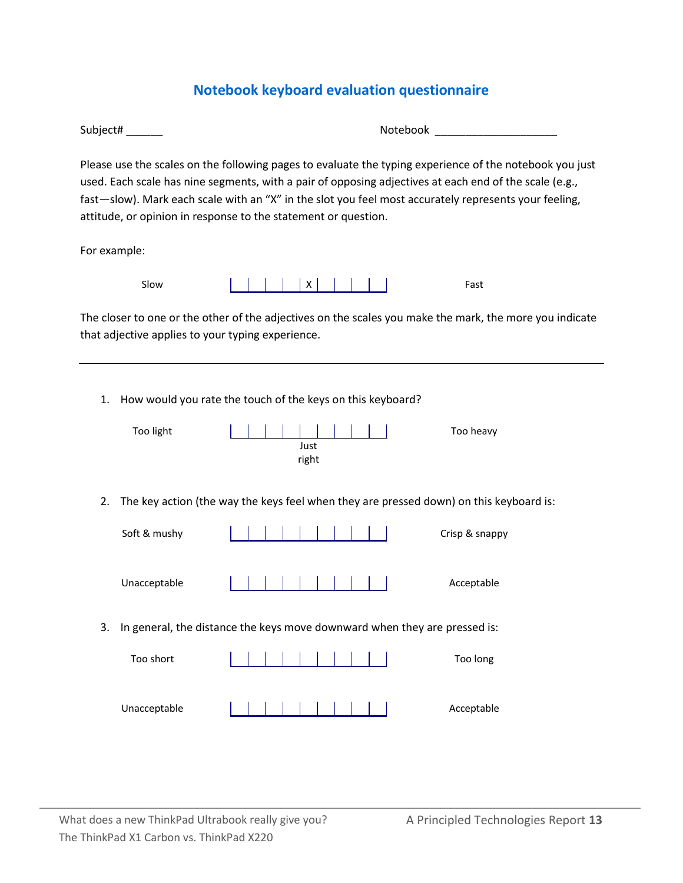## Notebook keyboard evaluation questionnaire

Subject# ______ Notebook ____________________

Please use the scales on the following pages to evaluate the typing experience of the notebook you just used. Each scale has nine segments, with a pair of opposing adjectives at each end of the scale (e.g., fast—slow). Mark each scale with an "X" in the slot you feel most accurately represents your feeling, attitude, or opinion in response to the statement or question.

For example:

Slow |__|__|__|__|X|__|__|__|__| Fast

The closer to one or the other of the adjectives on the scales you make the mark, the more you indicate that adjective applies to your typing experience.

---

1. How would you rate the touch of the keys on this keyboard?

   Too light |__|__|__|__|__|__|__|__|__| Too heavy

   Just right

2. The key action (the way the keys feel when they are pressed down) on this keyboard is:

   Soft & mushy |__|__|__|__|__|__|__|__|__| Crisp & snappy

   Unacceptable |__|__|__|__|__|__|__|__|__| Acceptable

3. In general, the distance the keys move downward when they are pressed is:

   Too short |__|__|__|__|__|__|__|__|__| Too long

   Unacceptable |__|__|__|__|__|__|__|__|__| Acceptable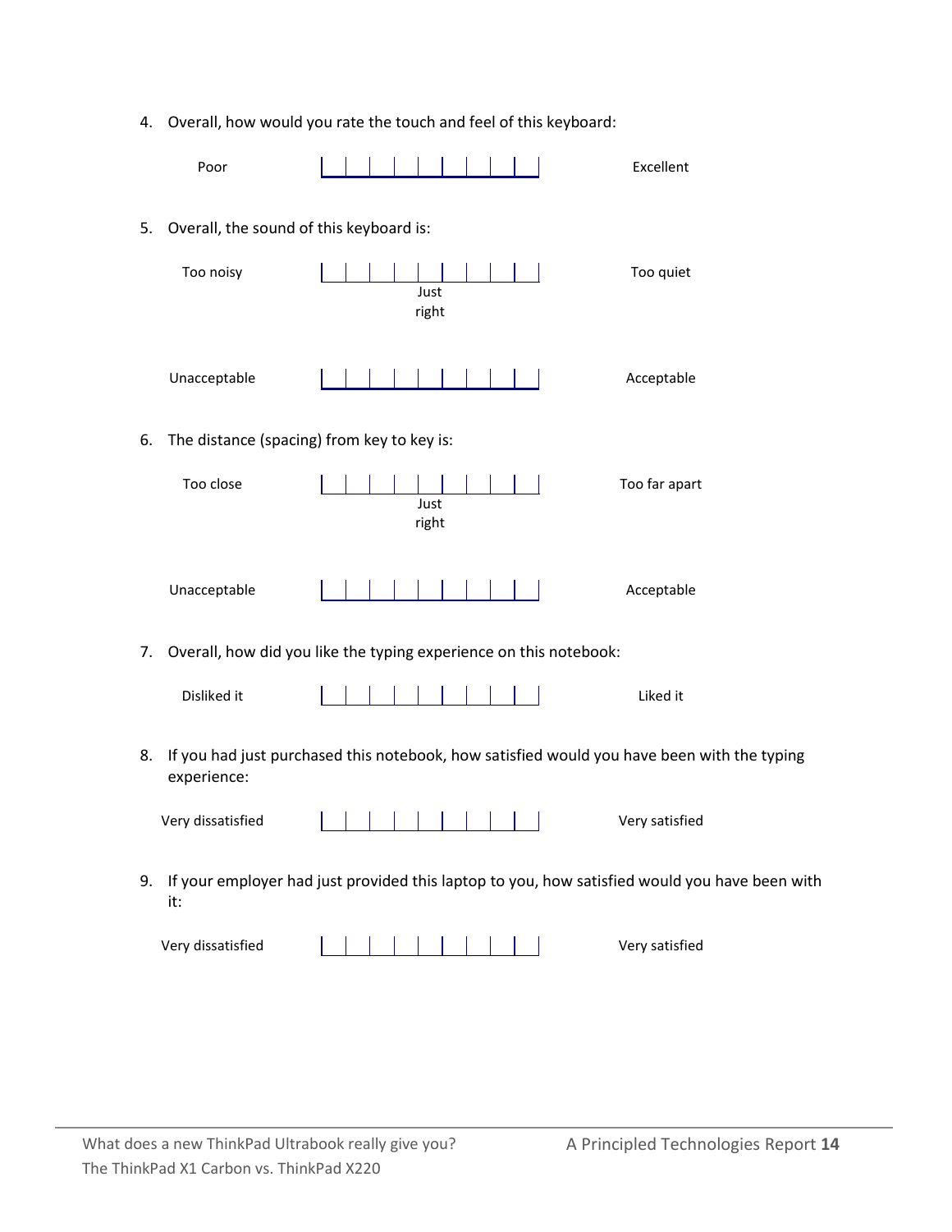4. Overall, how would you rate the touch and feel of this keyboard:

Poor | | | | | | | | | | Excellent

5. Overall, the sound of this keyboard is:

Too noisy | | | | | | | | | | Too quiet

Just right

Unacceptable | | | | | | | | | | Acceptable

6. The distance (spacing) from key to key is:

Too close | | | | | | | | | | Too far apart

Just right

Unacceptable | | | | | | | | | | Acceptable

7. Overall, how did you like the typing experience on this notebook:

Disliked it | | | | | | | | | | Liked it

8. If you had just purchased this notebook, how satisfied would you have been with the typing experience:

Very dissatisfied | | | | | | | | | | Very satisfied

9. If your employer had just provided this laptop to you, how satisfied would you have been with it:

Very dissatisfied | | | | | | | | | | Very satisfied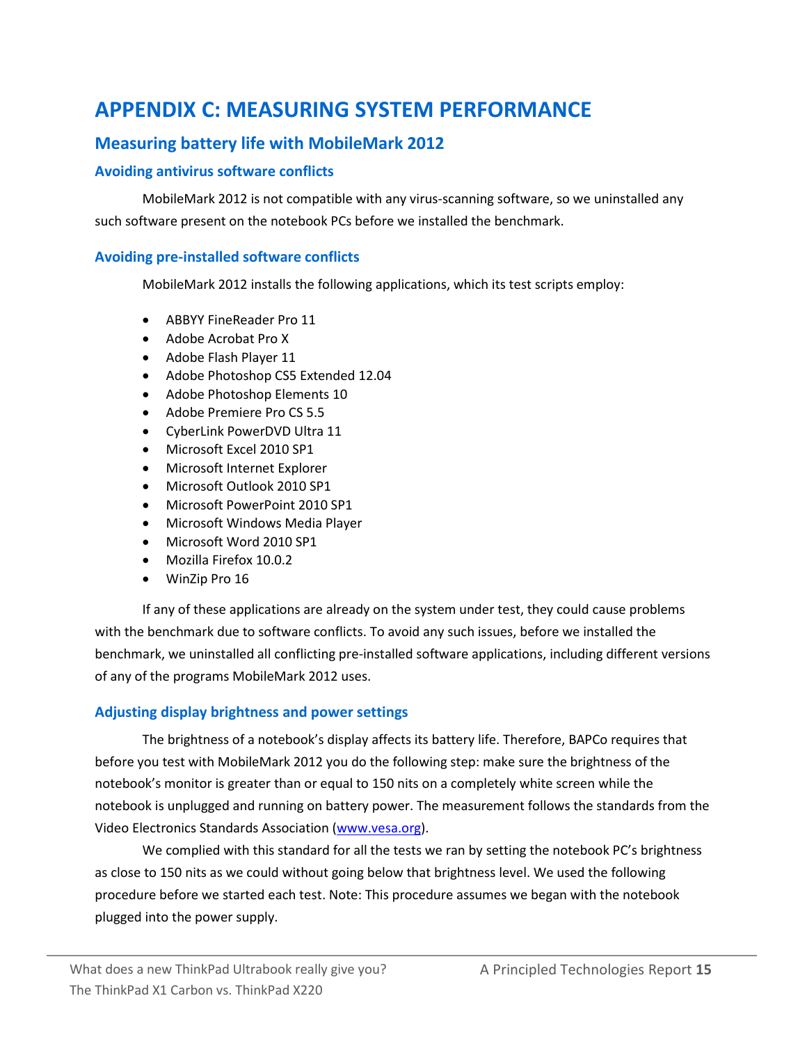# APPENDIX C: MEASURING SYSTEM PERFORMANCE

## Measuring battery life with MobileMark 2012

### Avoiding antivirus software conflicts

MobileMark 2012 is not compatible with any virus-scanning software, so we uninstalled any such software present on the notebook PCs before we installed the benchmark.

### Avoiding pre-installed software conflicts

MobileMark 2012 installs the following applications, which its test scripts employ:

- ABBYY FineReader Pro 11
- Adobe Acrobat Pro X
- Adobe Flash Player 11
- Adobe Photoshop CS5 Extended 12.04
- Adobe Photoshop Elements 10
- Adobe Premiere Pro CS 5.5
- CyberLink PowerDVD Ultra 11
- Microsoft Excel 2010 SP1
- Microsoft Internet Explorer
- Microsoft Outlook 2010 SP1
- Microsoft PowerPoint 2010 SP1
- Microsoft Windows Media Player
- Microsoft Word 2010 SP1
- Mozilla Firefox 10.0.2
- WinZip Pro 16

If any of these applications are already on the system under test, they could cause problems with the benchmark due to software conflicts. To avoid any such issues, before we installed the benchmark, we uninstalled all conflicting pre-installed software applications, including different versions of any of the programs MobileMark 2012 uses.

### Adjusting display brightness and power settings

The brightness of a notebook's display affects its battery life. Therefore, BAPCo requires that before you test with MobileMark 2012 you do the following step: make sure the brightness of the notebook's monitor is greater than or equal to 150 nits on a completely white screen while the notebook is unplugged and running on battery power. The measurement follows the standards from the Video Electronics Standards Association (www.vesa.org).

We complied with this standard for all the tests we ran by setting the notebook PC's brightness as close to 150 nits as we could without going below that brightness level. We used the following procedure before we started each test. Note: This procedure assumes we began with the notebook plugged into the power supply.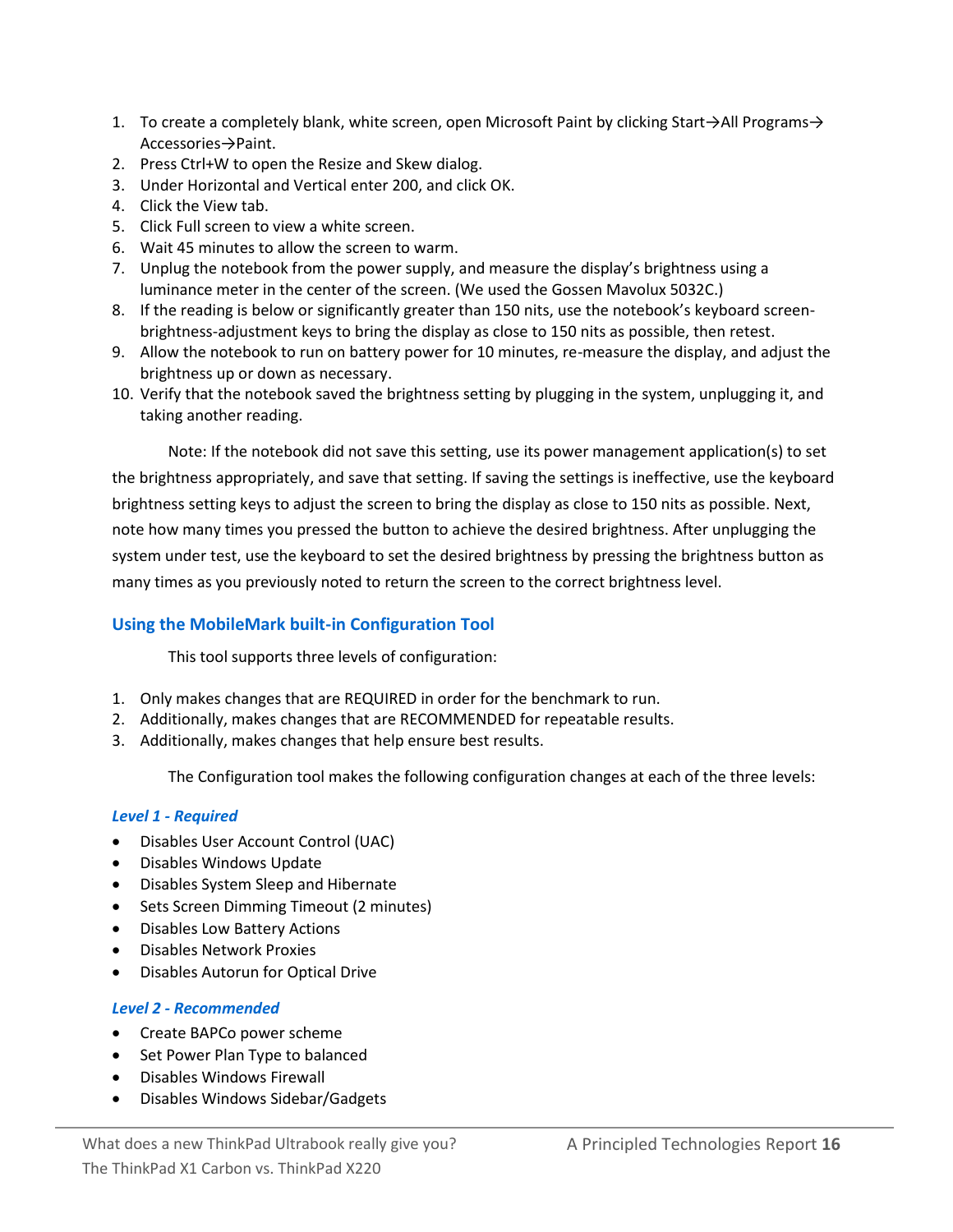1. To create a completely blank, white screen, open Microsoft Paint by clicking Start→All Programs→ Accessories→Paint.
2. Press Ctrl+W to open the Resize and Skew dialog.
3. Under Horizontal and Vertical enter 200, and click OK.
4. Click the View tab.
5. Click Full screen to view a white screen.
6. Wait 45 minutes to allow the screen to warm.
7. Unplug the notebook from the power supply, and measure the display's brightness using a luminance meter in the center of the screen. (We used the Gossen Mavolux 5032C.)
8. If the reading is below or significantly greater than 150 nits, use the notebook's keyboard screen-brightness-adjustment keys to bring the display as close to 150 nits as possible, then retest.
9. Allow the notebook to run on battery power for 10 minutes, re-measure the display, and adjust the brightness up or down as necessary.
10. Verify that the notebook saved the brightness setting by plugging in the system, unplugging it, and taking another reading.

Note: If the notebook did not save this setting, use its power management application(s) to set the brightness appropriately, and save that setting. If saving the settings is ineffective, use the keyboard brightness setting keys to adjust the screen to bring the display as close to 150 nits as possible. Next, note how many times you pressed the button to achieve the desired brightness. After unplugging the system under test, use the keyboard to set the desired brightness by pressing the brightness button as many times as you previously noted to return the screen to the correct brightness level.

## Using the MobileMark built-in Configuration Tool

This tool supports three levels of configuration:

1. Only makes changes that are REQUIRED in order for the benchmark to run.
2. Additionally, makes changes that are RECOMMENDED for repeatable results.
3. Additionally, makes changes that help ensure best results.

The Configuration tool makes the following configuration changes at each of the three levels:

### *Level 1 - Required*

- Disables User Account Control (UAC)
- Disables Windows Update
- Disables System Sleep and Hibernate
- Sets Screen Dimming Timeout (2 minutes)
- Disables Low Battery Actions
- Disables Network Proxies
- Disables Autorun for Optical Drive

### *Level 2 - Recommended*

- Create BAPCo power scheme
- Set Power Plan Type to balanced
- Disables Windows Firewall
- Disables Windows Sidebar/Gadgets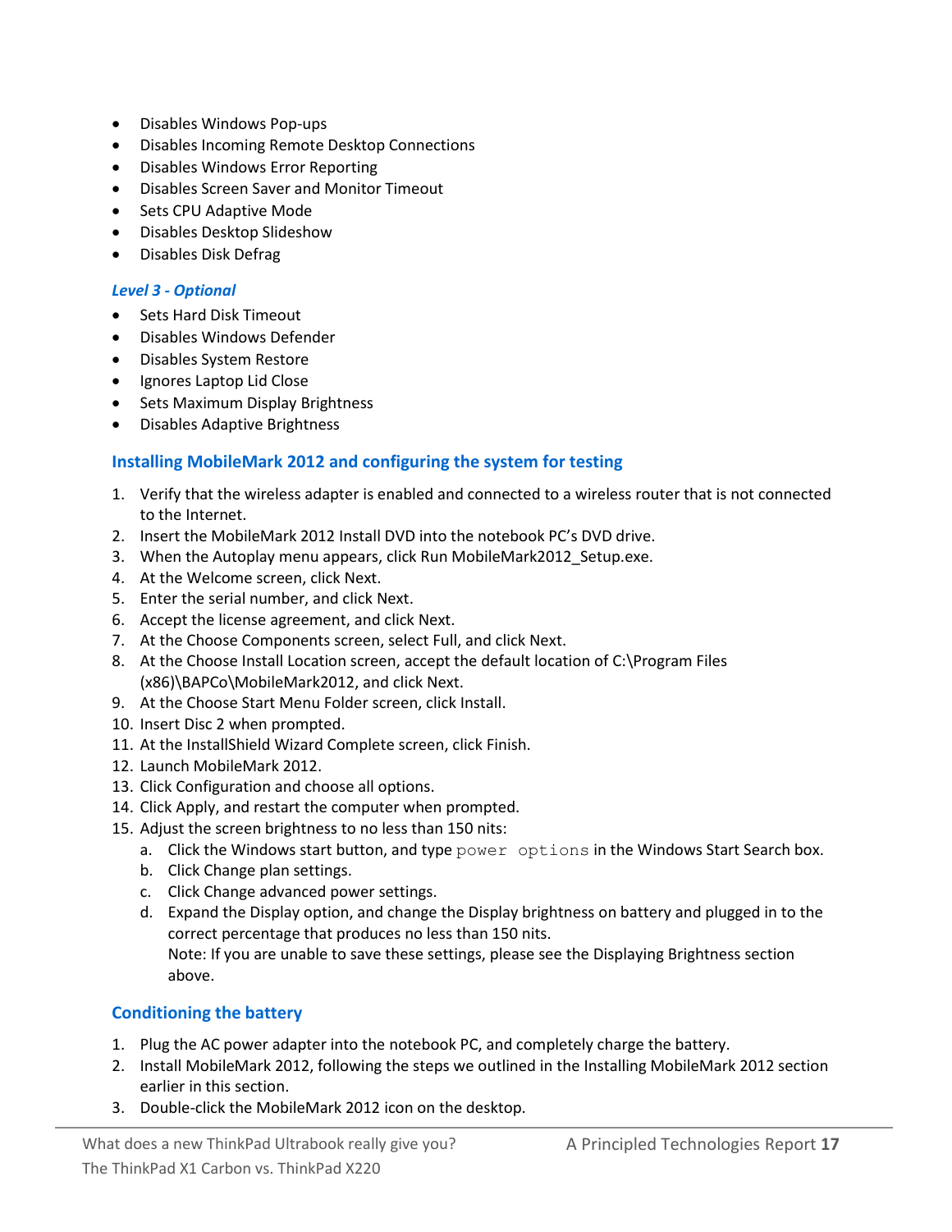- Disables Windows Pop-ups
- Disables Incoming Remote Desktop Connections
- Disables Windows Error Reporting
- Disables Screen Saver and Monitor Timeout
- Sets CPU Adaptive Mode
- Disables Desktop Slideshow
- Disables Disk Defrag

#### *Level 3 - Optional*

- Sets Hard Disk Timeout
- Disables Windows Defender
- Disables System Restore
- Ignores Laptop Lid Close
- Sets Maximum Display Brightness
- Disables Adaptive Brightness

### Installing MobileMark 2012 and configuring the system for testing

1. Verify that the wireless adapter is enabled and connected to a wireless router that is not connected to the Internet.
2. Insert the MobileMark 2012 Install DVD into the notebook PC's DVD drive.
3. When the Autoplay menu appears, click Run MobileMark2012_Setup.exe.
4. At the Welcome screen, click Next.
5. Enter the serial number, and click Next.
6. Accept the license agreement, and click Next.
7. At the Choose Components screen, select Full, and click Next.
8. At the Choose Install Location screen, accept the default location of C:\Program Files (x86)\BAPCo\MobileMark2012, and click Next.
9. At the Choose Start Menu Folder screen, click Install.
10. Insert Disc 2 when prompted.
11. At the InstallShield Wizard Complete screen, click Finish.
12. Launch MobileMark 2012.
13. Click Configuration and choose all options.
14. Click Apply, and restart the computer when prompted.
15. Adjust the screen brightness to no less than 150 nits:
    a. Click the Windows start button, and type `power options` in the Windows Start Search box.
    b. Click Change plan settings.
    c. Click Change advanced power settings.
    d. Expand the Display option, and change the Display brightness on battery and plugged in to the correct percentage that produces no less than 150 nits.
       Note: If you are unable to save these settings, please see the Displaying Brightness section above.

### Conditioning the battery

1. Plug the AC power adapter into the notebook PC, and completely charge the battery.
2. Install MobileMark 2012, following the steps we outlined in the Installing MobileMark 2012 section earlier in this section.
3. Double-click the MobileMark 2012 icon on the desktop.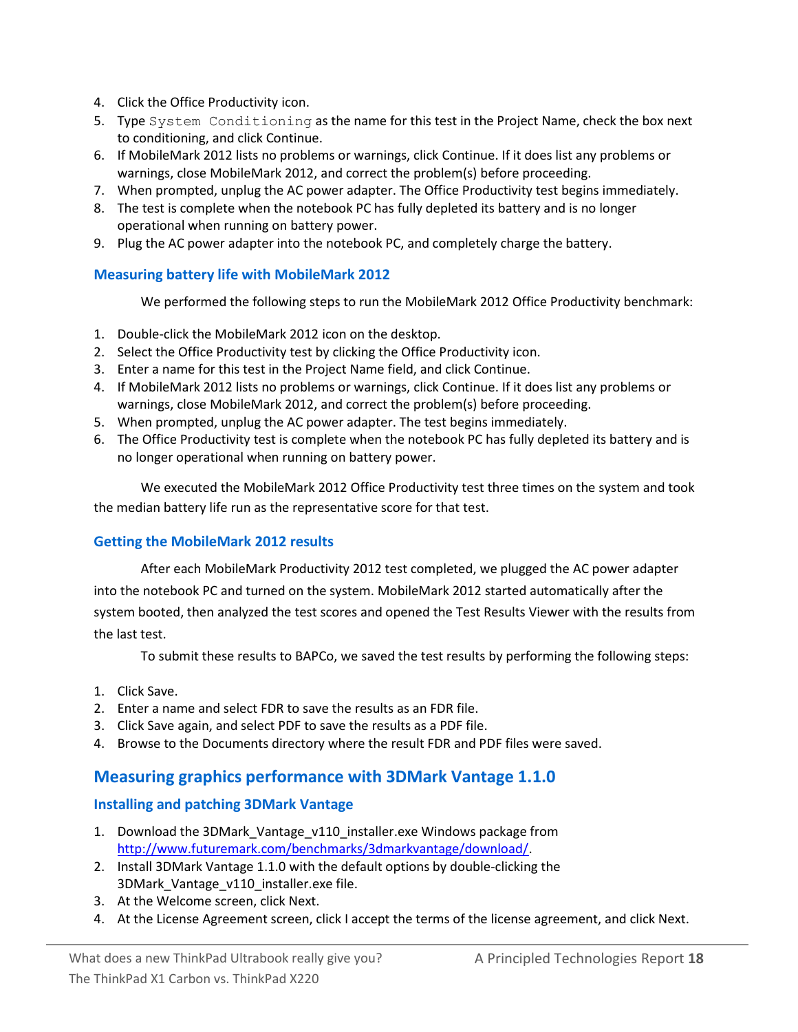4. Click the Office Productivity icon.
5. Type `System Conditioning` as the name for this test in the Project Name, check the box next to conditioning, and click Continue.
6. If MobileMark 2012 lists no problems or warnings, click Continue. If it does list any problems or warnings, close MobileMark 2012, and correct the problem(s) before proceeding.
7. When prompted, unplug the AC power adapter. The Office Productivity test begins immediately.
8. The test is complete when the notebook PC has fully depleted its battery and is no longer operational when running on battery power.
9. Plug the AC power adapter into the notebook PC, and completely charge the battery.

### Measuring battery life with MobileMark 2012

We performed the following steps to run the MobileMark 2012 Office Productivity benchmark:

1. Double-click the MobileMark 2012 icon on the desktop.
2. Select the Office Productivity test by clicking the Office Productivity icon.
3. Enter a name for this test in the Project Name field, and click Continue.
4. If MobileMark 2012 lists no problems or warnings, click Continue. If it does list any problems or warnings, close MobileMark 2012, and correct the problem(s) before proceeding.
5. When prompted, unplug the AC power adapter. The test begins immediately.
6. The Office Productivity test is complete when the notebook PC has fully depleted its battery and is no longer operational when running on battery power.

We executed the MobileMark 2012 Office Productivity test three times on the system and took the median battery life run as the representative score for that test.

### Getting the MobileMark 2012 results

After each MobileMark Productivity 2012 test completed, we plugged the AC power adapter into the notebook PC and turned on the system. MobileMark 2012 started automatically after the system booted, then analyzed the test scores and opened the Test Results Viewer with the results from the last test.

To submit these results to BAPCo, we saved the test results by performing the following steps:

1. Click Save.
2. Enter a name and select FDR to save the results as an FDR file.
3. Click Save again, and select PDF to save the results as a PDF file.
4. Browse to the Documents directory where the result FDR and PDF files were saved.

## Measuring graphics performance with 3DMark Vantage 1.1.0

### Installing and patching 3DMark Vantage

1. Download the 3DMark_Vantage_v110_installer.exe Windows package from http://www.futuremark.com/benchmarks/3dmarkvantage/download/.
2. Install 3DMark Vantage 1.1.0 with the default options by double-clicking the 3DMark_Vantage_v110_installer.exe file.
3. At the Welcome screen, click Next.
4. At the License Agreement screen, click I accept the terms of the license agreement, and click Next.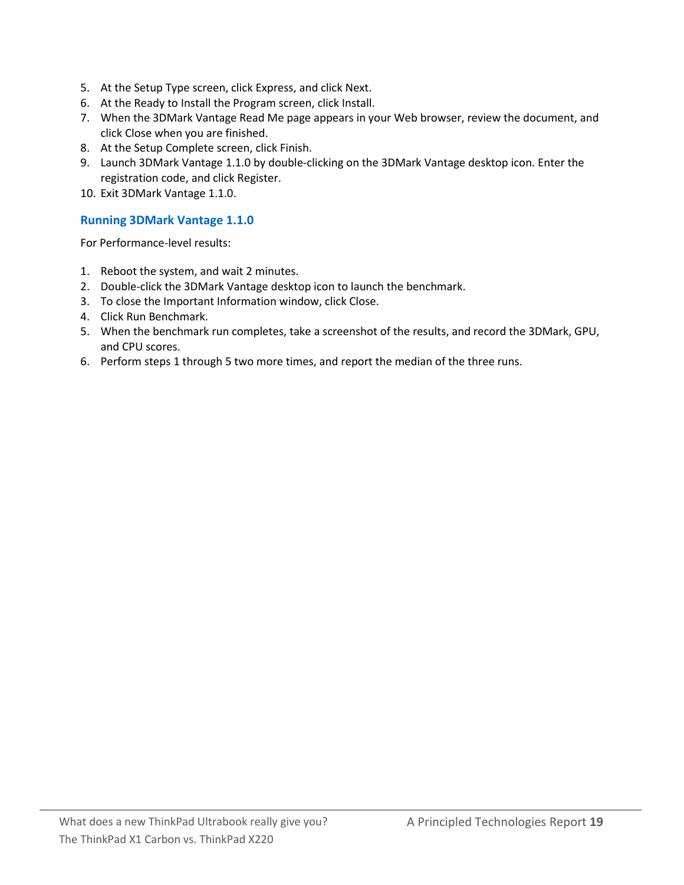5. At the Setup Type screen, click Express, and click Next.
6. At the Ready to Install the Program screen, click Install.
7. When the 3DMark Vantage Read Me page appears in your Web browser, review the document, and click Close when you are finished.
8. At the Setup Complete screen, click Finish.
9. Launch 3DMark Vantage 1.1.0 by double-clicking on the 3DMark Vantage desktop icon. Enter the registration code, and click Register.
10. Exit 3DMark Vantage 1.1.0.

### Running 3DMark Vantage 1.1.0

For Performance-level results:

1. Reboot the system, and wait 2 minutes.
2. Double-click the 3DMark Vantage desktop icon to launch the benchmark.
3. To close the Important Information window, click Close.
4. Click Run Benchmark.
5. When the benchmark run completes, take a screenshot of the results, and record the 3DMark, GPU, and CPU scores.
6. Perform steps 1 through 5 two more times, and report the median of the three runs.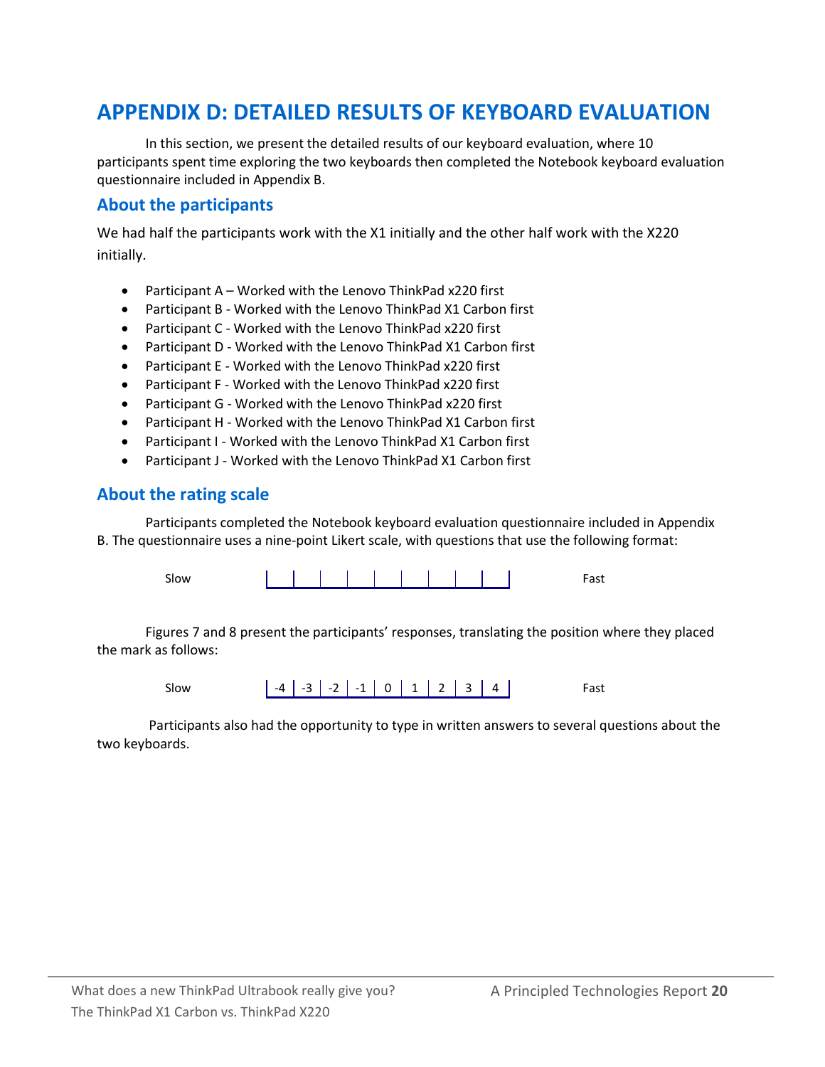# APPENDIX D: DETAILED RESULTS OF KEYBOARD EVALUATION

In this section, we present the detailed results of our keyboard evaluation, where 10 participants spent time exploring the two keyboards then completed the Notebook keyboard evaluation questionnaire included in Appendix B.

## About the participants

We had half the participants work with the X1 initially and the other half work with the X220 initially.

- Participant A – Worked with the Lenovo ThinkPad x220 first
- Participant B - Worked with the Lenovo ThinkPad X1 Carbon first
- Participant C - Worked with the Lenovo ThinkPad x220 first
- Participant D - Worked with the Lenovo ThinkPad X1 Carbon first
- Participant E - Worked with the Lenovo ThinkPad x220 first
- Participant F - Worked with the Lenovo ThinkPad x220 first
- Participant G - Worked with the Lenovo ThinkPad x220 first
- Participant H - Worked with the Lenovo ThinkPad X1 Carbon first
- Participant I - Worked with the Lenovo ThinkPad X1 Carbon first
- Participant J - Worked with the Lenovo ThinkPad X1 Carbon first

## About the rating scale

Participants completed the Notebook keyboard evaluation questionnaire included in Appendix B. The questionnaire uses a nine-point Likert scale, with questions that use the following format:

| | | | | | | | | | | |
|---|---|---|---|---|---|---|---|---|---|---|
| Slow | | | | | | | | | | Fast |

Figures 7 and 8 present the participants' responses, translating the position where they placed the mark as follows:

| | | | | | | | | | | |
|---|---|---|---|---|---|---|---|---|---|---|
| Slow | -4 | -3 | -2 | -1 | 0 | 1 | 2 | 3 | 4 | Fast |

Participants also had the opportunity to type in written answers to several questions about the two keyboards.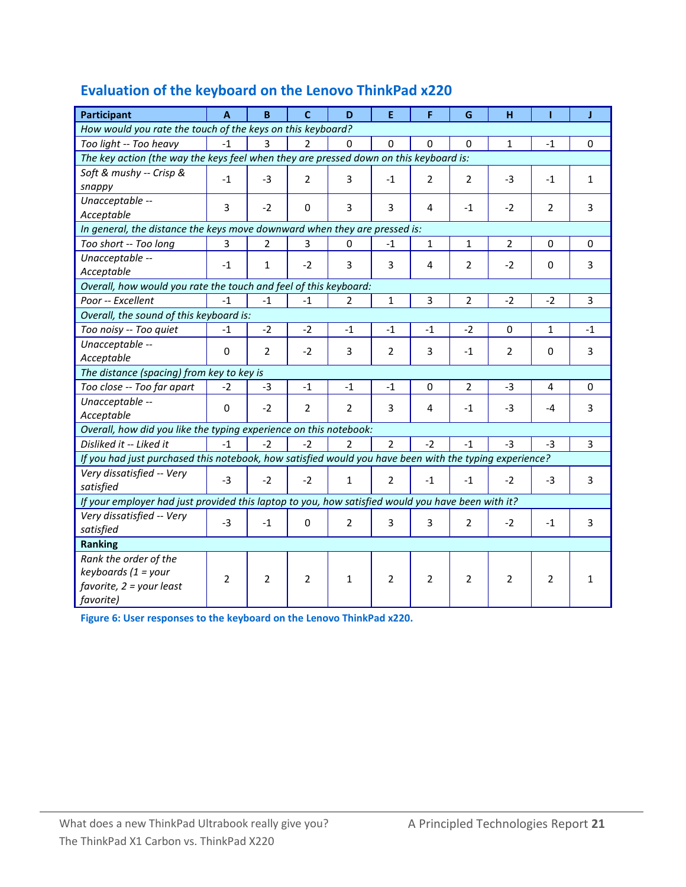## Evaluation of the keyboard on the Lenovo ThinkPad x220

| Participant | A | B | C | D | E | F | G | H | I | J |
|---|---|---|---|---|---|---|---|---|---|---|
| *How would you rate the touch of the keys on this keyboard?* | | | | | | | | | | |
| *Too light -- Too heavy* | -1 | 3 | 2 | 0 | 0 | 0 | 0 | 1 | -1 | 0 |
| *The key action (the way the keys feel when they are pressed down on this keyboard is:* | | | | | | | | | | |
| *Soft & mushy -- Crisp & snappy* | -1 | -3 | 2 | 3 | -1 | 2 | 2 | -3 | -1 | 1 |
| *Unacceptable -- Acceptable* | 3 | -2 | 0 | 3 | 3 | 4 | -1 | -2 | 2 | 3 |
| *In general, the distance the keys move downward when they are pressed is:* | | | | | | | | | | |
| *Too short -- Too long* | 3 | 2 | 3 | 0 | -1 | 1 | 1 | 2 | 0 | 0 |
| *Unacceptable -- Acceptable* | -1 | 1 | -2 | 3 | 3 | 4 | 2 | -2 | 0 | 3 |
| *Overall, how would you rate the touch and feel of this keyboard:* | | | | | | | | | | |
| *Poor -- Excellent* | -1 | -1 | -1 | 2 | 1 | 3 | 2 | -2 | -2 | 3 |
| *Overall, the sound of this keyboard is:* | | | | | | | | | | |
| *Too noisy -- Too quiet* | -1 | -2 | -2 | -1 | -1 | -1 | -2 | 0 | 1 | -1 |
| *Unacceptable -- Acceptable* | 0 | 2 | -2 | 3 | 2 | 3 | -1 | 2 | 0 | 3 |
| *The distance (spacing) from key to key is* | | | | | | | | | | |
| *Too close -- Too far apart* | -2 | -3 | -1 | -1 | -1 | 0 | 2 | -3 | 4 | 0 |
| *Unacceptable -- Acceptable* | 0 | -2 | 2 | 2 | 3 | 4 | -1 | -3 | -4 | 3 |
| *Overall, how did you like the typing experience on this notebook:* | | | | | | | | | | |
| *Disliked it -- Liked it* | -1 | -2 | -2 | 2 | 2 | -2 | -1 | -3 | -3 | 3 |
| *If you had just purchased this notebook, how satisfied would you have been with the typing experience?* | | | | | | | | | | |
| *Very dissatisfied -- Very satisfied* | -3 | -2 | -2 | 1 | 2 | -1 | -1 | -2 | -3 | 3 |
| *If your employer had just provided this laptop to you, how satisfied would you have been with it?* | | | | | | | | | | |
| *Very dissatisfied -- Very satisfied* | -3 | -1 | 0 | 2 | 3 | 3 | 2 | -2 | -1 | 3 |
| **Ranking** | | | | | | | | | | |
| *Rank the order of the keyboards (1 = your favorite, 2 = your least favorite)* | 2 | 2 | 2 | 1 | 2 | 2 | 2 | 2 | 2 | 1 |

**Figure 6: User responses to the keyboard on the Lenovo ThinkPad x220.**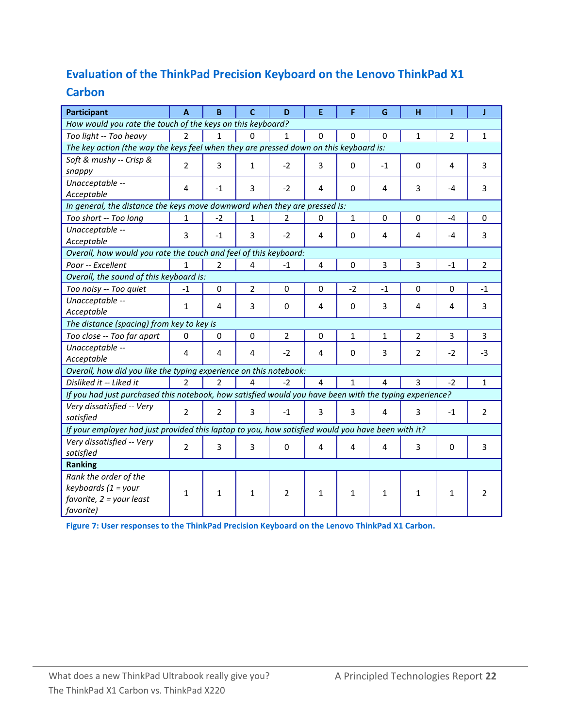## Evaluation of the ThinkPad Precision Keyboard on the Lenovo ThinkPad X1 Carbon

| **Participant** | **A** | **B** | **C** | **D** | **E** | **F** | **G** | **H** | **I** | **J** |
|---|---|---|---|---|---|---|---|---|---|---|
| *How would you rate the touch of the keys on this keyboard?* | | | | | | | | | | |
| *Too light -- Too heavy* | 2 | 1 | 0 | 1 | 0 | 0 | 0 | 1 | 2 | 1 |
| *The key action (the way the keys feel when they are pressed down on this keyboard is:* | | | | | | | | | | |
| *Soft & mushy -- Crisp & snappy* | 2 | 3 | 1 | -2 | 3 | 0 | -1 | 0 | 4 | 3 |
| *Unacceptable -- Acceptable* | 4 | -1 | 3 | -2 | 4 | 0 | 4 | 3 | -4 | 3 |
| *In general, the distance the keys move downward when they are pressed is:* | | | | | | | | | | |
| *Too short -- Too long* | 1 | -2 | 1 | 2 | 0 | 1 | 0 | 0 | -4 | 0 |
| *Unacceptable -- Acceptable* | 3 | -1 | 3 | -2 | 4 | 0 | 4 | 4 | -4 | 3 |
| *Overall, how would you rate the touch and feel of this keyboard:* | | | | | | | | | | |
| *Poor -- Excellent* | 1 | 2 | 4 | -1 | 4 | 0 | 3 | 3 | -1 | 2 |
| *Overall, the sound of this keyboard is:* | | | | | | | | | | |
| *Too noisy -- Too quiet* | -1 | 0 | 2 | 0 | 0 | -2 | -1 | 0 | 0 | -1 |
| *Unacceptable -- Acceptable* | 1 | 4 | 3 | 0 | 4 | 0 | 3 | 4 | 4 | 3 |
| *The distance (spacing) from key to key is* | | | | | | | | | | |
| *Too close -- Too far apart* | 0 | 0 | 0 | 2 | 0 | 1 | 1 | 2 | 3 | 3 |
| *Unacceptable -- Acceptable* | 4 | 4 | 4 | -2 | 4 | 0 | 3 | 2 | -2 | -3 |
| *Overall, how did you like the typing experience on this notebook:* | | | | | | | | | | |
| *Disliked it -- Liked it* | 2 | 2 | 4 | -2 | 4 | 1 | 4 | 3 | -2 | 1 |
| *If you had just purchased this notebook, how satisfied would you have been with the typing experience?* | | | | | | | | | | |
| *Very dissatisfied -- Very satisfied* | 2 | 2 | 3 | -1 | 3 | 3 | 4 | 3 | -1 | 2 |
| *If your employer had just provided this laptop to you, how satisfied would you have been with it?* | | | | | | | | | | |
| *Very dissatisfied -- Very satisfied* | 2 | 3 | 3 | 0 | 4 | 4 | 4 | 3 | 0 | 3 |
| **Ranking** | | | | | | | | | | |
| *Rank the order of the keyboards (1 = your favorite, 2 = your least favorite)* | 1 | 1 | 1 | 2 | 1 | 1 | 1 | 1 | 1 | 2 |

**Figure 7: User responses to the ThinkPad Precision Keyboard on the Lenovo ThinkPad X1 Carbon.**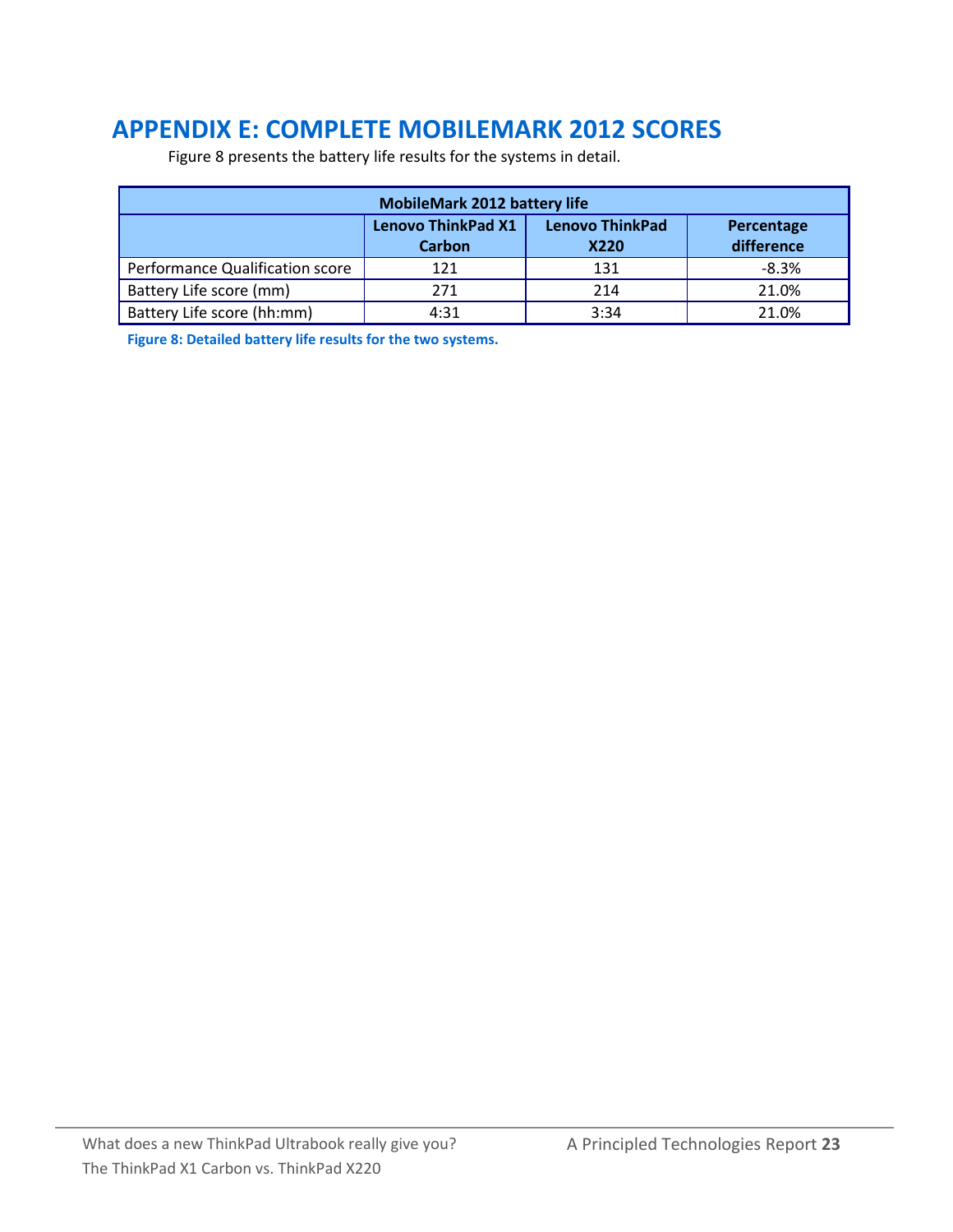# APPENDIX E: COMPLETE MOBILEMARK 2012 SCORES

Figure 8 presents the battery life results for the systems in detail.

| MobileMark 2012 battery life | | | |
|---|---|---|---|
| | Lenovo ThinkPad X1 Carbon | Lenovo ThinkPad X220 | Percentage difference |
| Performance Qualification score | 121 | 131 | -8.3% |
| Battery Life score (mm) | 271 | 214 | 21.0% |
| Battery Life score (hh:mm) | 4:31 | 3:34 | 21.0% |

**Figure 8: Detailed battery life results for the two systems.**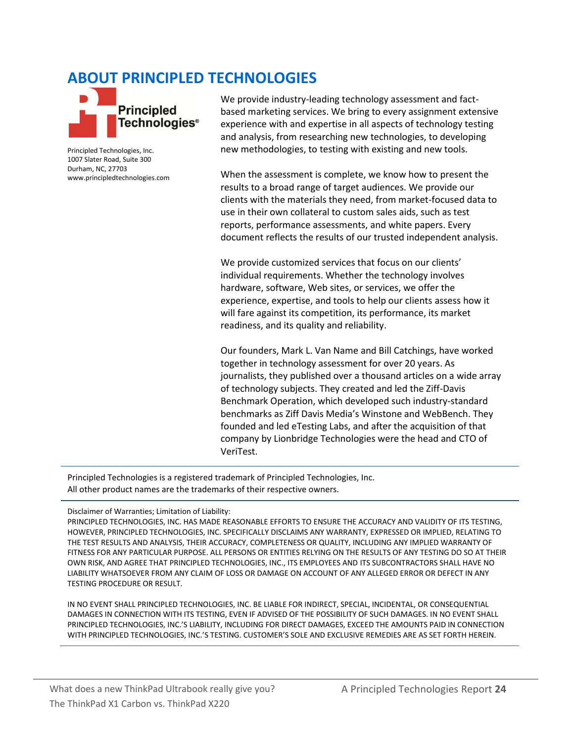# ABOUT PRINCIPLED TECHNOLOGIES

Principled Technologies, Inc.
1007 Slater Road, Suite 300
Durham, NC, 27703
www.principledtechnologies.com

We provide industry-leading technology assessment and fact-based marketing services. We bring to every assignment extensive experience with and expertise in all aspects of technology testing and analysis, from researching new technologies, to developing new methodologies, to testing with existing and new tools.

When the assessment is complete, we know how to present the results to a broad range of target audiences. We provide our clients with the materials they need, from market-focused data to use in their own collateral to custom sales aids, such as test reports, performance assessments, and white papers. Every document reflects the results of our trusted independent analysis.

We provide customized services that focus on our clients' individual requirements. Whether the technology involves hardware, software, Web sites, or services, we offer the experience, expertise, and tools to help our clients assess how it will fare against its competition, its performance, its market readiness, and its quality and reliability.

Our founders, Mark L. Van Name and Bill Catchings, have worked together in technology assessment for over 20 years. As journalists, they published over a thousand articles on a wide array of technology subjects. They created and led the Ziff-Davis Benchmark Operation, which developed such industry-standard benchmarks as Ziff Davis Media's Winstone and WebBench. They founded and led eTesting Labs, and after the acquisition of that company by Lionbridge Technologies were the head and CTO of VeriTest.

Principled Technologies is a registered trademark of Principled Technologies, Inc.
All other product names are the trademarks of their respective owners.

Disclaimer of Warranties; Limitation of Liability:
PRINCIPLED TECHNOLOGIES, INC. HAS MADE REASONABLE EFFORTS TO ENSURE THE ACCURACY AND VALIDITY OF ITS TESTING, HOWEVER, PRINCIPLED TECHNOLOGIES, INC. SPECIFICALLY DISCLAIMS ANY WARRANTY, EXPRESSED OR IMPLIED, RELATING TO THE TEST RESULTS AND ANALYSIS, THEIR ACCURACY, COMPLETENESS OR QUALITY, INCLUDING ANY IMPLIED WARRANTY OF FITNESS FOR ANY PARTICULAR PURPOSE. ALL PERSONS OR ENTITIES RELYING ON THE RESULTS OF ANY TESTING DO SO AT THEIR OWN RISK, AND AGREE THAT PRINCIPLED TECHNOLOGIES, INC., ITS EMPLOYEES AND ITS SUBCONTRACTORS SHALL HAVE NO LIABILITY WHATSOEVER FROM ANY CLAIM OF LOSS OR DAMAGE ON ACCOUNT OF ANY ALLEGED ERROR OR DEFECT IN ANY TESTING PROCEDURE OR RESULT.

IN NO EVENT SHALL PRINCIPLED TECHNOLOGIES, INC. BE LIABLE FOR INDIRECT, SPECIAL, INCIDENTAL, OR CONSEQUENTIAL DAMAGES IN CONNECTION WITH ITS TESTING, EVEN IF ADVISED OF THE POSSIBILITY OF SUCH DAMAGES. IN NO EVENT SHALL PRINCIPLED TECHNOLOGIES, INC.'S LIABILITY, INCLUDING FOR DIRECT DAMAGES, EXCEED THE AMOUNTS PAID IN CONNECTION WITH PRINCIPLED TECHNOLOGIES, INC.'S TESTING. CUSTOMER'S SOLE AND EXCLUSIVE REMEDIES ARE AS SET FORTH HEREIN.